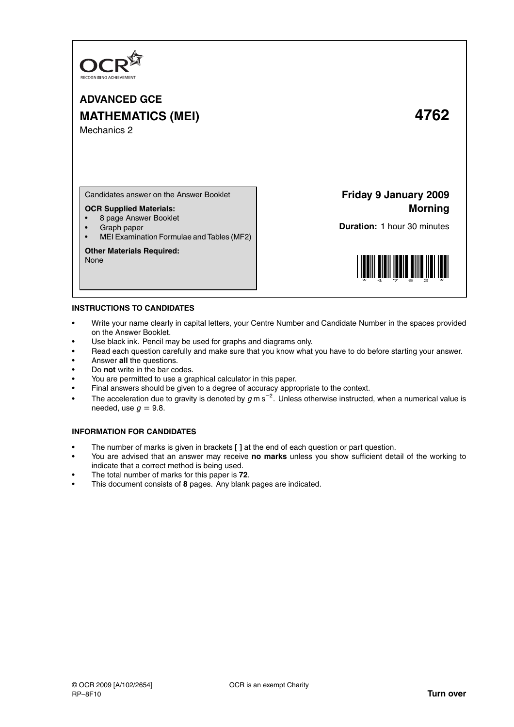OCR
RECOGNISING ACHIEVEMENT

# ADVANCED GCE
# MATHEMATICS (MEI) 4762

Mechanics 2

Candidates answer on the Answer Booklet

**OCR Supplied Materials:**
- 8 page Answer Booklet
- Graph paper
- MEI Examination Formulae and Tables (MF2)

**Other Materials Required:**
None

**Friday 9 January 2009**
**Morning**

**Duration:** 1 hour 30 minutes

## INSTRUCTIONS TO CANDIDATES

- Write your name clearly in capital letters, your Centre Number and Candidate Number in the spaces provided on the Answer Booklet.
- Use black ink. Pencil may be used for graphs and diagrams only.
- Read each question carefully and make sure that you know what you have to do before starting your answer.
- Answer **all** the questions.
- Do **not** write in the bar codes.
- You are permitted to use a graphical calculator in this paper.
- Final answers should be given to a degree of accuracy appropriate to the context.
- The acceleration due to gravity is denoted by $g\,\text{m}\,\text{s}^{-2}$. Unless otherwise instructed, when a numerical value is needed, use $g = 9.8$.

## INFORMATION FOR CANDIDATES

- The number of marks is given in brackets **[ ]** at the end of each question or part question.
- You are advised that an answer may receive **no marks** unless you show sufficient detail of the working to indicate that a correct method is being used.
- The total number of marks for this paper is **72**.
- This document consists of **8** pages. Any blank pages are indicated.

© OCR 2009 [A/102/2654] OCR is an exempt Charity
RP–8F10 **Turn over**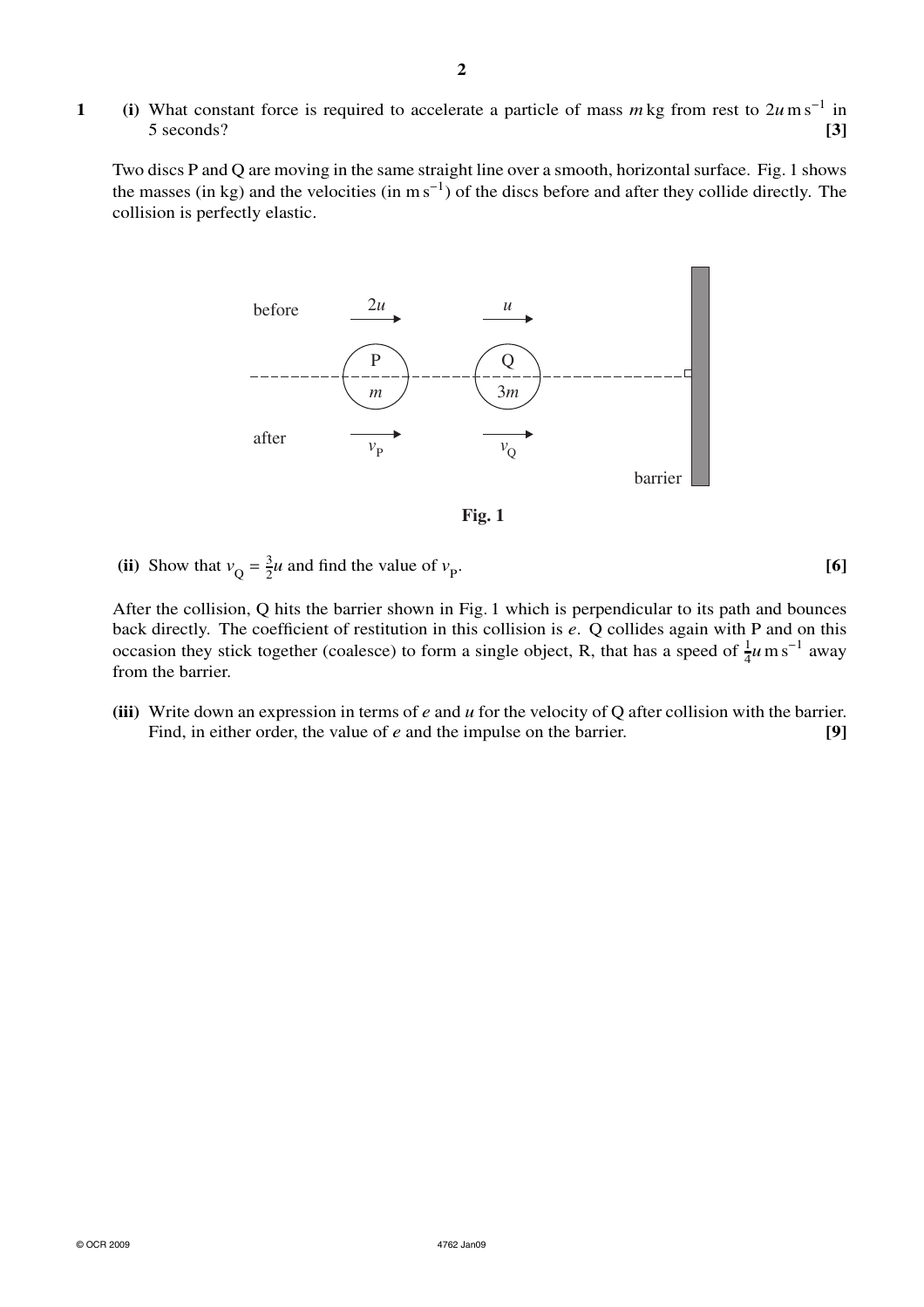**1** **(i)** What constant force is required to accelerate a particle of mass $m$ kg from rest to $2u \text{ m s}^{-1}$ in 5 seconds? **[3]**

Two discs P and Q are moving in the same straight line over a smooth, horizontal surface. Fig. 1 shows the masses (in kg) and the velocities (in $\text{m s}^{-1}$) of the discs before and after they collide directly. The collision is perfectly elastic.

before $2u$ $u$

P $m$ Q $3m$

after $v_P$ $v_Q$

barrier

**Fig. 1**

**(ii)** Show that $v_Q = \frac{3}{2}u$ and find the value of $v_P$. **[6]**

After the collision, Q hits the barrier shown in Fig. 1 which is perpendicular to its path and bounces back directly. The coefficient of restitution in this collision is $e$. Q collides again with P and on this occasion they stick together (coalesce) to form a single object, R, that has a speed of $\frac{1}{4}u \text{ m s}^{-1}$ away from the barrier.

**(iii)** Write down an expression in terms of $e$ and $u$ for the velocity of Q after collision with the barrier. Find, in either order, the value of $e$ and the impulse on the barrier. **[9]**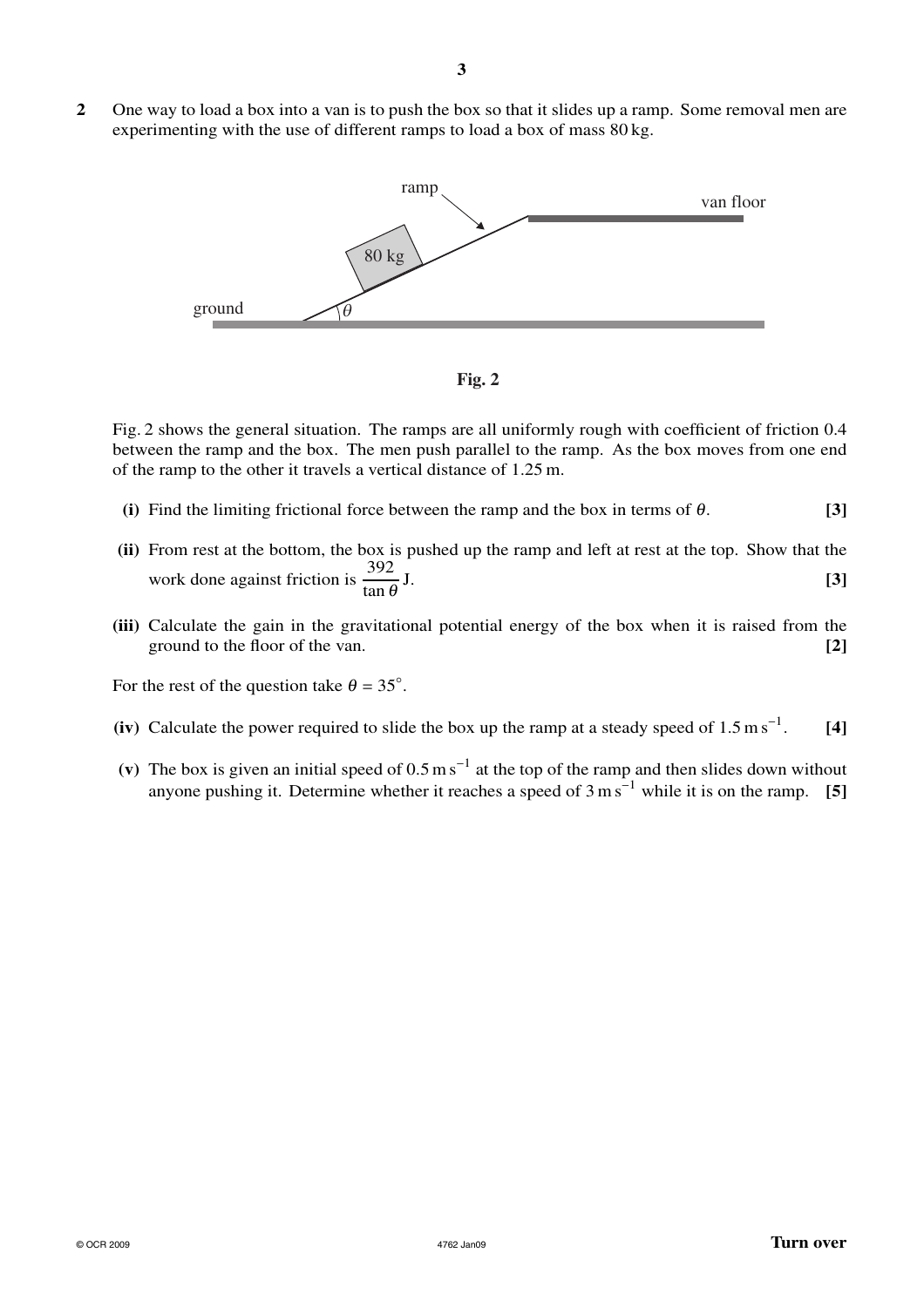**2** One way to load a box into a van is to push the box so that it slides up a ramp. Some removal men are experimenting with the use of different ramps to load a box of mass 80 kg.

**Fig. 2**

Fig. 2 shows the general situation. The ramps are all uniformly rough with coefficient of friction 0.4 between the ramp and the box. The men push parallel to the ramp. As the box moves from one end of the ramp to the other it travels a vertical distance of 1.25 m.

**(i)** Find the limiting frictional force between the ramp and the box in terms of $\theta$. **[3]**

**(ii)** From rest at the bottom, the box is pushed up the ramp and left at rest at the top. Show that the work done against friction is $\dfrac{392}{\tan\theta}$ J. **[3]**

**(iii)** Calculate the gain in the gravitational potential energy of the box when it is raised from the ground to the floor of the van. **[2]**

For the rest of the question take $\theta = 35°$.

**(iv)** Calculate the power required to slide the box up the ramp at a steady speed of $1.5\,\text{m s}^{-1}$. **[4]**

**(v)** The box is given an initial speed of $0.5\,\text{m s}^{-1}$ at the top of the ramp and then slides down without anyone pushing it. Determine whether it reaches a speed of $3\,\text{m s}^{-1}$ while it is on the ramp. **[5]**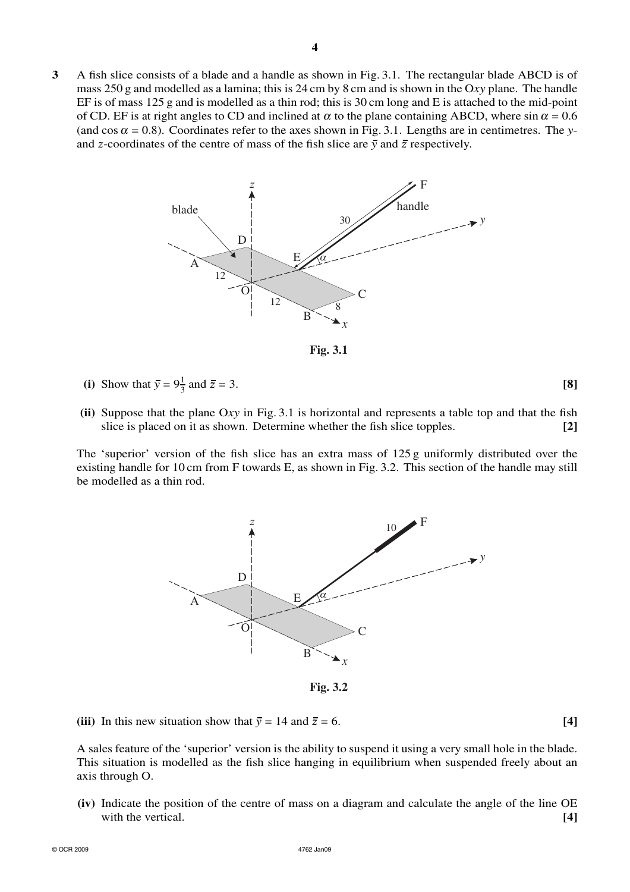**3** A fish slice consists of a blade and a handle as shown in Fig. 3.1. The rectangular blade ABCD is of mass 250 g and modelled as a lamina; this is 24 cm by 8 cm and is shown in the O$xy$ plane. The handle EF is of mass 125 g and is modelled as a thin rod; this is 30 cm long and E is attached to the mid-point of CD. EF is at right angles to CD and inclined at $\alpha$ to the plane containing ABCD, where $\sin \alpha = 0.6$ (and $\cos \alpha = 0.8$). Coordinates refer to the axes shown in Fig. 3.1. Lengths are in centimetres. The $y$- and $z$-coordinates of the centre of mass of the fish slice are $\bar{y}$ and $\bar{z}$ respectively.

Fig. 3.1

**(i)** Show that $\bar{y} = 9\frac{1}{3}$ and $\bar{z} = 3$. **[8]**

**(ii)** Suppose that the plane O$xy$ in Fig. 3.1 is horizontal and represents a table top and that the fish slice is placed on it as shown. Determine whether the fish slice topples. **[2]**

The 'superior' version of the fish slice has an extra mass of 125 g uniformly distributed over the existing handle for 10 cm from F towards E, as shown in Fig. 3.2. This section of the handle may still be modelled as a thin rod.

Fig. 3.2

**(iii)** In this new situation show that $\bar{y} = 14$ and $\bar{z} = 6$. **[4]**

A sales feature of the 'superior' version is the ability to suspend it using a very small hole in the blade. This situation is modelled as the fish slice hanging in equilibrium when suspended freely about an axis through O.

**(iv)** Indicate the position of the centre of mass on a diagram and calculate the angle of the line OE with the vertical. **[4]**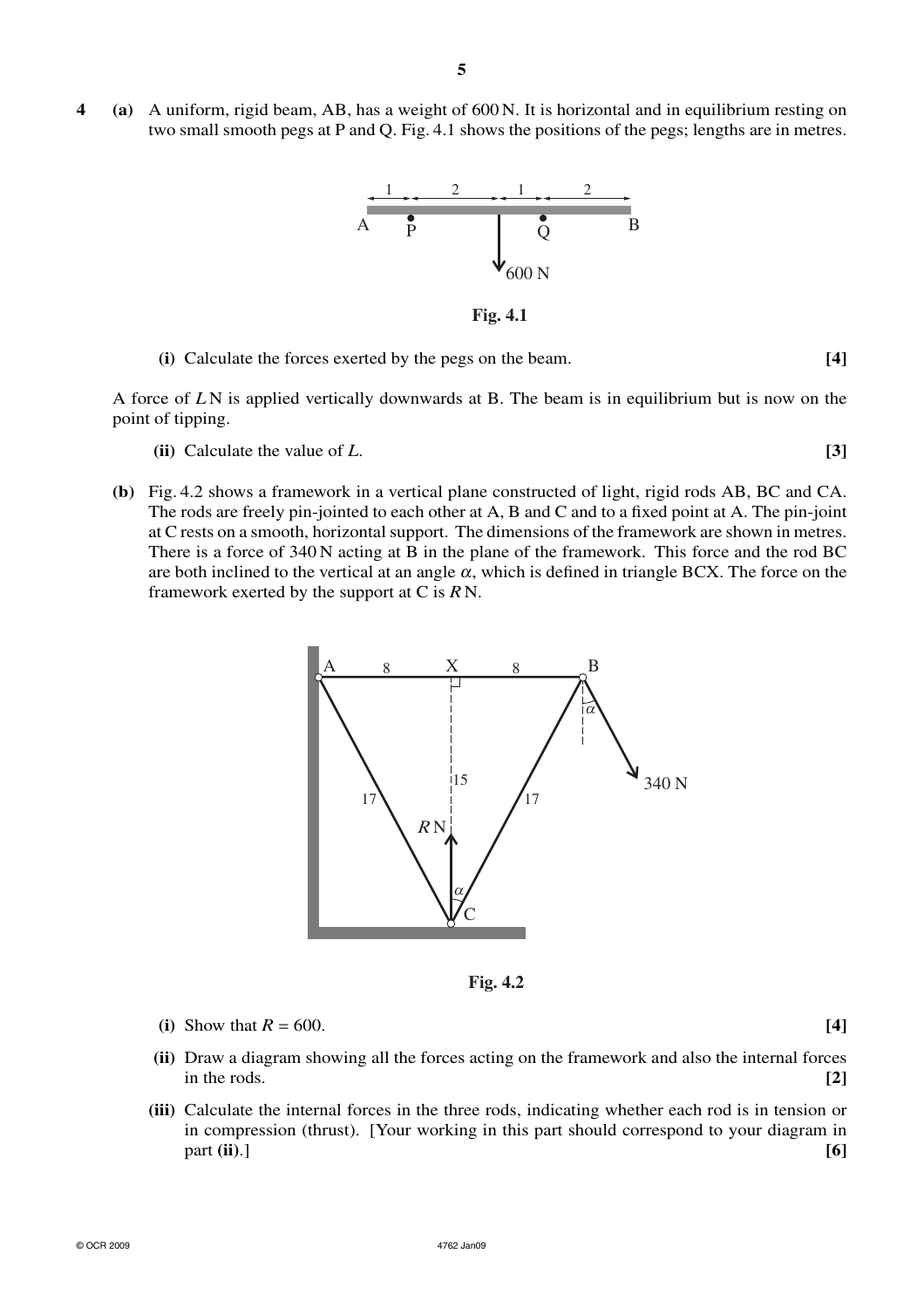**4 (a)** A uniform, rigid beam, AB, has a weight of 600 N. It is horizontal and in equilibrium resting on two small smooth pegs at P and Q. Fig. 4.1 shows the positions of the pegs; lengths are in metres.

**Fig. 4.1**

**(i)** Calculate the forces exerted by the pegs on the beam. **[4]**

A force of $L$ N is applied vertically downwards at B. The beam is in equilibrium but is now on the point of tipping.

**(ii)** Calculate the value of $L$. **[3]**

**(b)** Fig. 4.2 shows a framework in a vertical plane constructed of light, rigid rods AB, BC and CA. The rods are freely pin-jointed to each other at A, B and C and to a fixed point at A. The pin-joint at C rests on a smooth, horizontal support. The dimensions of the framework are shown in metres. There is a force of 340 N acting at B in the plane of the framework. This force and the rod BC are both inclined to the vertical at an angle $\alpha$, which is defined in triangle BCX. The force on the framework exerted by the support at C is $R$ N.

**Fig. 4.2**

**(i)** Show that $R = 600$. **[4]**

**(ii)** Draw a diagram showing all the forces acting on the framework and also the internal forces in the rods. **[2]**

**(iii)** Calculate the internal forces in the three rods, indicating whether each rod is in tension or in compression (thrust). [Your working in this part should correspond to your diagram in part **(ii)**.] **[6]**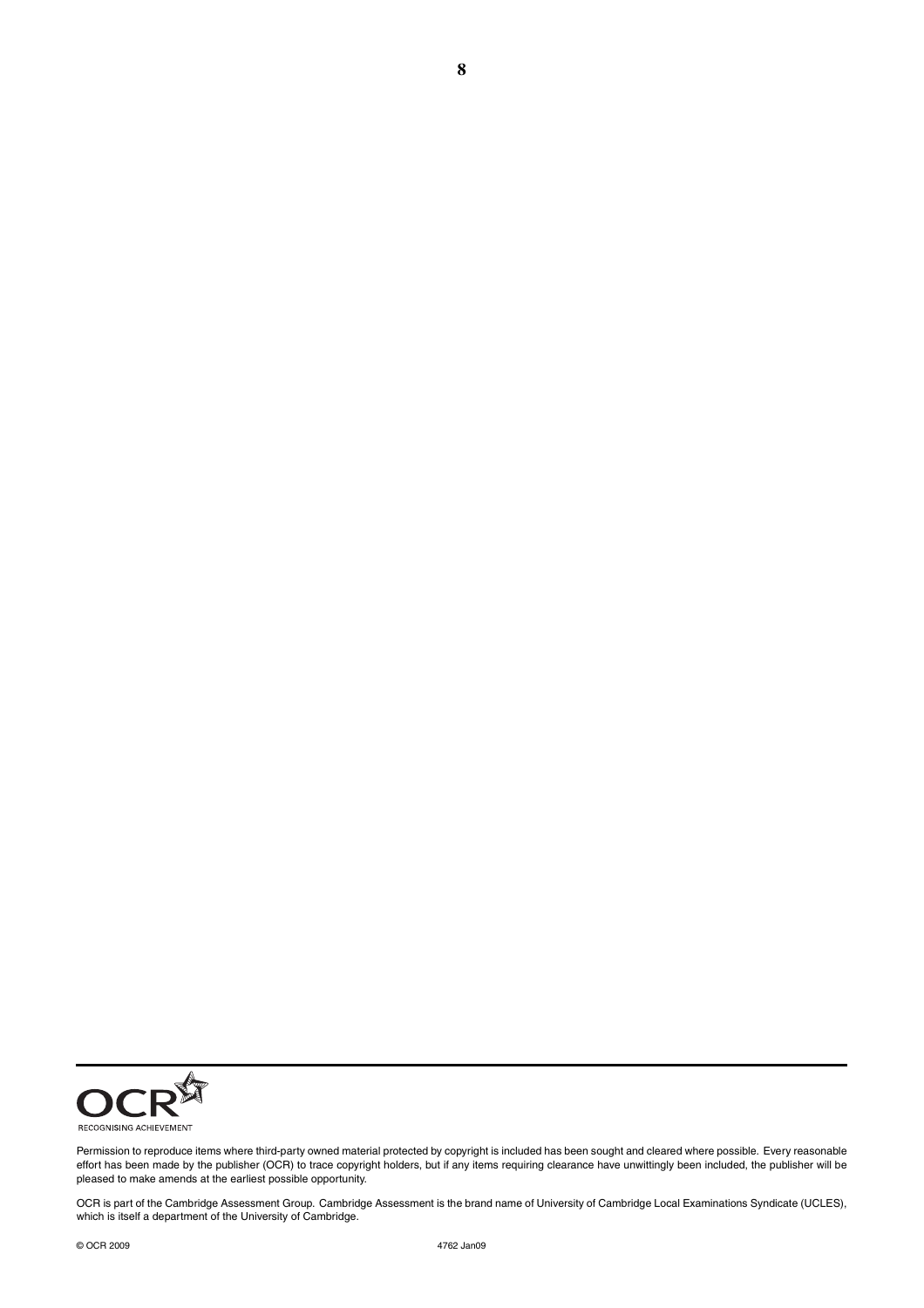RECOGNISING ACHIEVEMENT

Permission to reproduce items where third-party owned material protected by copyright is included has been sought and cleared where possible. Every reasonable effort has been made by the publisher (OCR) to trace copyright holders, but if any items requiring clearance have unwittingly been included, the publisher will be pleased to make amends at the earliest possible opportunity.

OCR is part of the Cambridge Assessment Group. Cambridge Assessment is the brand name of University of Cambridge Local Examinations Syndicate (UCLES), which is itself a department of the University of Cambridge.